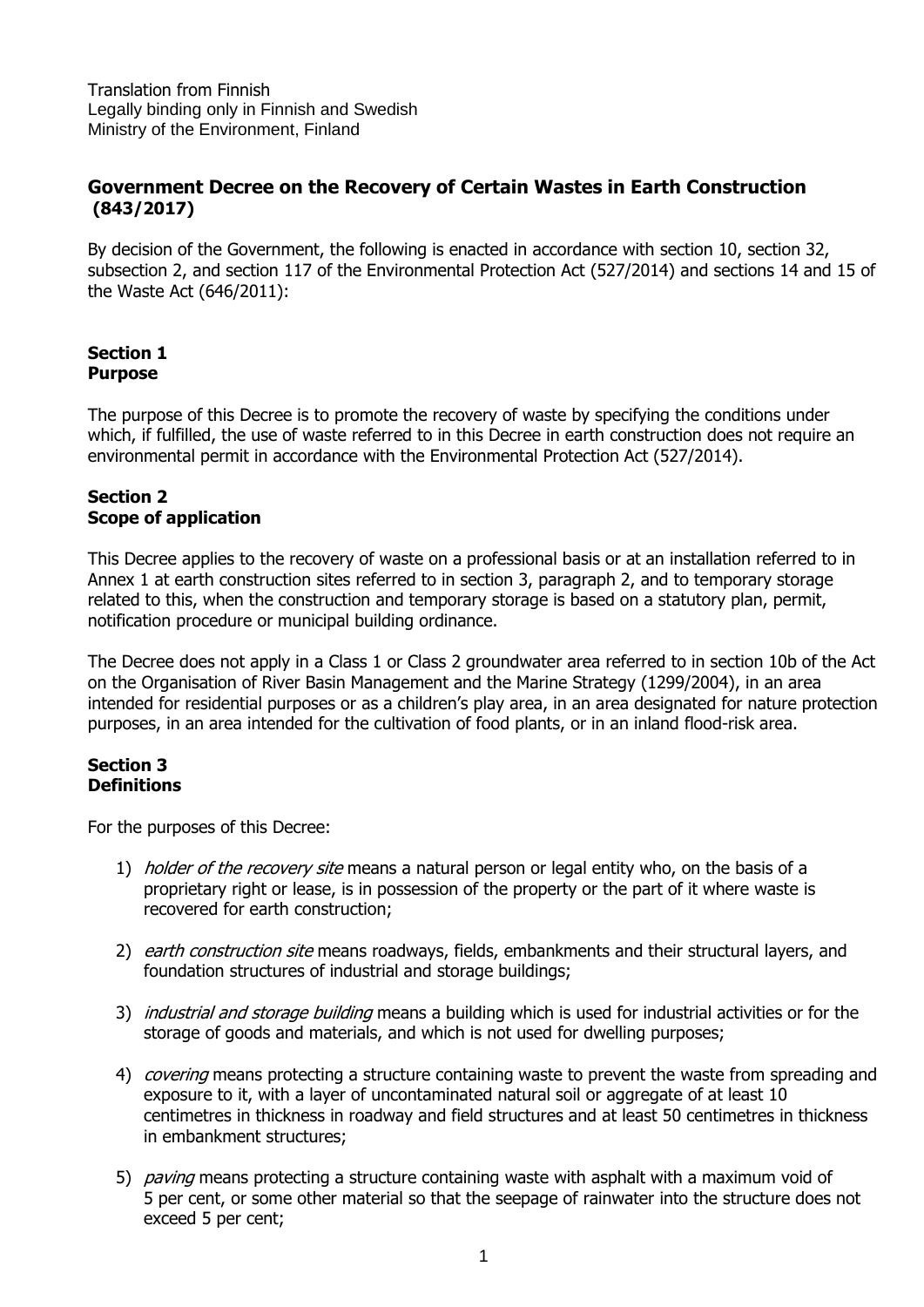Translation from Finnish
Legally binding only in Finnish and Swedish
Ministry of the Environment, Finland

# Government Decree on the Recovery of Certain Wastes in Earth Construction (843/2017)

By decision of the Government, the following is enacted in accordance with section 10, section 32, subsection 2, and section 117 of the Environmental Protection Act (527/2014) and sections 14 and 15 of the Waste Act (646/2011):

## Section 1
## Purpose

The purpose of this Decree is to promote the recovery of waste by specifying the conditions under which, if fulfilled, the use of waste referred to in this Decree in earth construction does not require an environmental permit in accordance with the Environmental Protection Act (527/2014).

## Section 2
## Scope of application

This Decree applies to the recovery of waste on a professional basis or at an installation referred to in Annex 1 at earth construction sites referred to in section 3, paragraph 2, and to temporary storage related to this, when the construction and temporary storage is based on a statutory plan, permit, notification procedure or municipal building ordinance.

The Decree does not apply in a Class 1 or Class 2 groundwater area referred to in section 10b of the Act on the Organisation of River Basin Management and the Marine Strategy (1299/2004), in an area intended for residential purposes or as a children's play area, in an area designated for nature protection purposes, in an area intended for the cultivation of food plants, or in an inland flood-risk area.

## Section 3
## Definitions

For the purposes of this Decree:

1) *holder of the recovery site* means a natural person or legal entity who, on the basis of a proprietary right or lease, is in possession of the property or the part of it where waste is recovered for earth construction;

2) *earth construction site* means roadways, fields, embankments and their structural layers, and foundation structures of industrial and storage buildings;

3) *industrial and storage building* means a building which is used for industrial activities or for the storage of goods and materials, and which is not used for dwelling purposes;

4) *covering* means protecting a structure containing waste to prevent the waste from spreading and exposure to it, with a layer of uncontaminated natural soil or aggregate of at least 10 centimetres in thickness in roadway and field structures and at least 50 centimetres in thickness in embankment structures;

5) *paving* means protecting a structure containing waste with asphalt with a maximum void of 5 per cent, or some other material so that the seepage of rainwater into the structure does not exceed 5 per cent;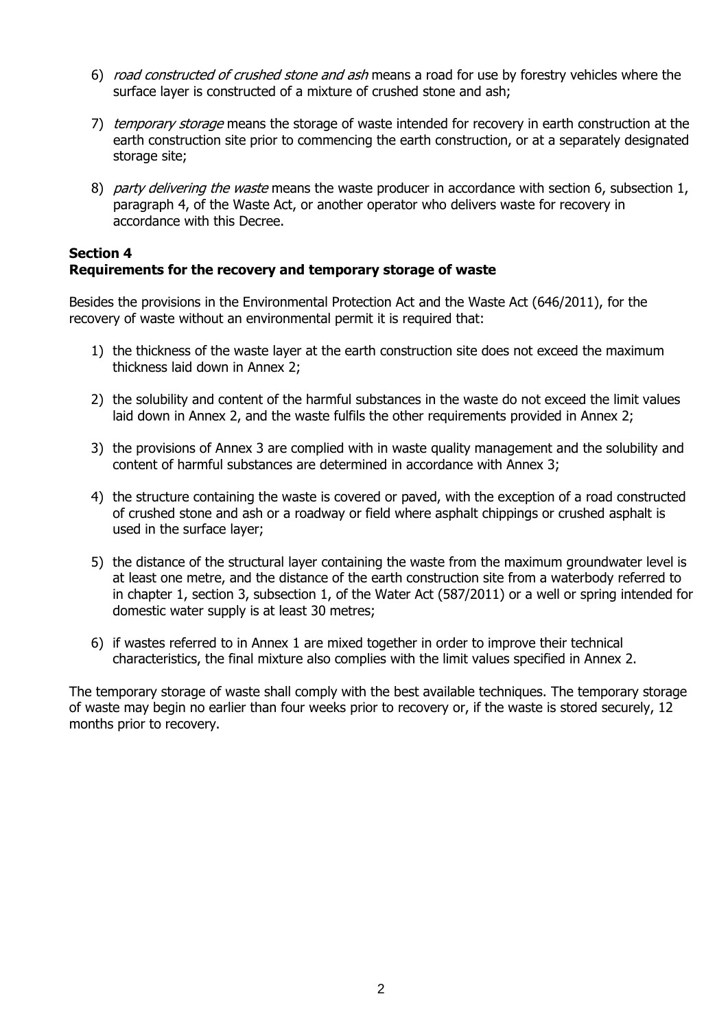6) *road constructed of crushed stone and ash* means a road for use by forestry vehicles where the surface layer is constructed of a mixture of crushed stone and ash;

7) *temporary storage* means the storage of waste intended for recovery in earth construction at the earth construction site prior to commencing the earth construction, or at a separately designated storage site;

8) *party delivering the waste* means the waste producer in accordance with section 6, subsection 1, paragraph 4, of the Waste Act, or another operator who delivers waste for recovery in accordance with this Decree.

**Section 4**
**Requirements for the recovery and temporary storage of waste**

Besides the provisions in the Environmental Protection Act and the Waste Act (646/2011), for the recovery of waste without an environmental permit it is required that:

1) the thickness of the waste layer at the earth construction site does not exceed the maximum thickness laid down in Annex 2;

2) the solubility and content of the harmful substances in the waste do not exceed the limit values laid down in Annex 2, and the waste fulfils the other requirements provided in Annex 2;

3) the provisions of Annex 3 are complied with in waste quality management and the solubility and content of harmful substances are determined in accordance with Annex 3;

4) the structure containing the waste is covered or paved, with the exception of a road constructed of crushed stone and ash or a roadway or field where asphalt chippings or crushed asphalt is used in the surface layer;

5) the distance of the structural layer containing the waste from the maximum groundwater level is at least one metre, and the distance of the earth construction site from a waterbody referred to in chapter 1, section 3, subsection 1, of the Water Act (587/2011) or a well or spring intended for domestic water supply is at least 30 metres;

6) if wastes referred to in Annex 1 are mixed together in order to improve their technical characteristics, the final mixture also complies with the limit values specified in Annex 2.

The temporary storage of waste shall comply with the best available techniques. The temporary storage of waste may begin no earlier than four weeks prior to recovery or, if the waste is stored securely, 12 months prior to recovery.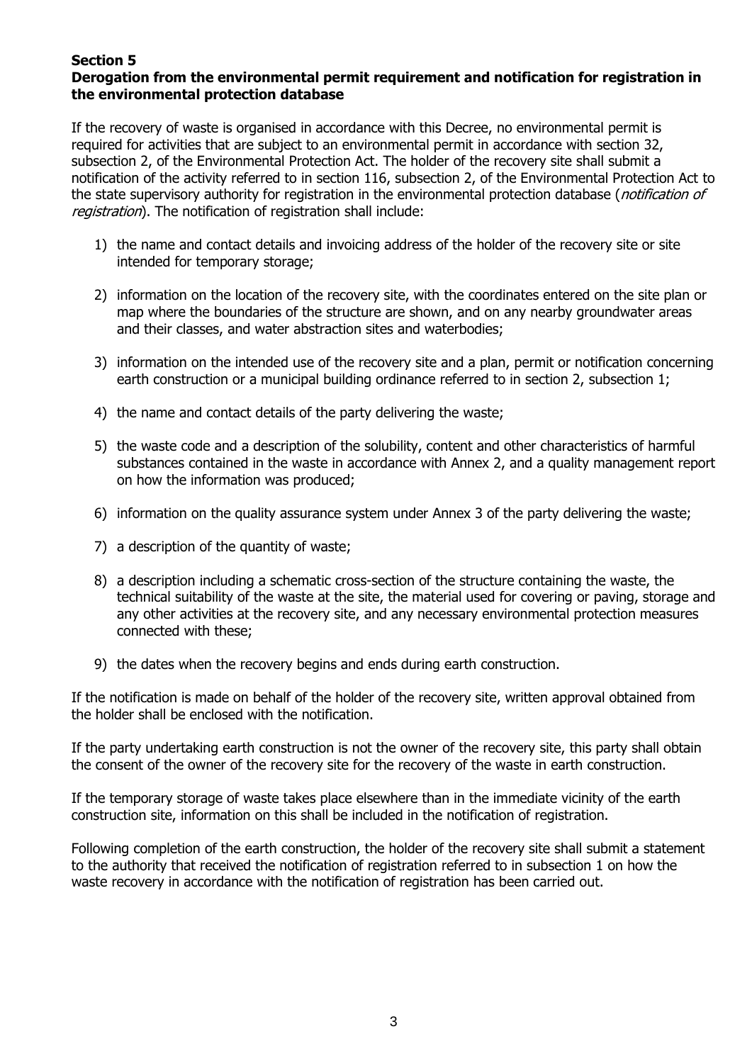**Section 5**

**Derogation from the environmental permit requirement and notification for registration in the environmental protection database**

If the recovery of waste is organised in accordance with this Decree, no environmental permit is required for activities that are subject to an environmental permit in accordance with section 32, subsection 2, of the Environmental Protection Act. The holder of the recovery site shall submit a notification of the activity referred to in section 116, subsection 2, of the Environmental Protection Act to the state supervisory authority for registration in the environmental protection database (*notification of registration*). The notification of registration shall include:

1) the name and contact details and invoicing address of the holder of the recovery site or site intended for temporary storage;

2) information on the location of the recovery site, with the coordinates entered on the site plan or map where the boundaries of the structure are shown, and on any nearby groundwater areas and their classes, and water abstraction sites and waterbodies;

3) information on the intended use of the recovery site and a plan, permit or notification concerning earth construction or a municipal building ordinance referred to in section 2, subsection 1;

4) the name and contact details of the party delivering the waste;

5) the waste code and a description of the solubility, content and other characteristics of harmful substances contained in the waste in accordance with Annex 2, and a quality management report on how the information was produced;

6) information on the quality assurance system under Annex 3 of the party delivering the waste;

7) a description of the quantity of waste;

8) a description including a schematic cross-section of the structure containing the waste, the technical suitability of the waste at the site, the material used for covering or paving, storage and any other activities at the recovery site, and any necessary environmental protection measures connected with these;

9) the dates when the recovery begins and ends during earth construction.

If the notification is made on behalf of the holder of the recovery site, written approval obtained from the holder shall be enclosed with the notification.

If the party undertaking earth construction is not the owner of the recovery site, this party shall obtain the consent of the owner of the recovery site for the recovery of the waste in earth construction.

If the temporary storage of waste takes place elsewhere than in the immediate vicinity of the earth construction site, information on this shall be included in the notification of registration.

Following completion of the earth construction, the holder of the recovery site shall submit a statement to the authority that received the notification of registration referred to in subsection 1 on how the waste recovery in accordance with the notification of registration has been carried out.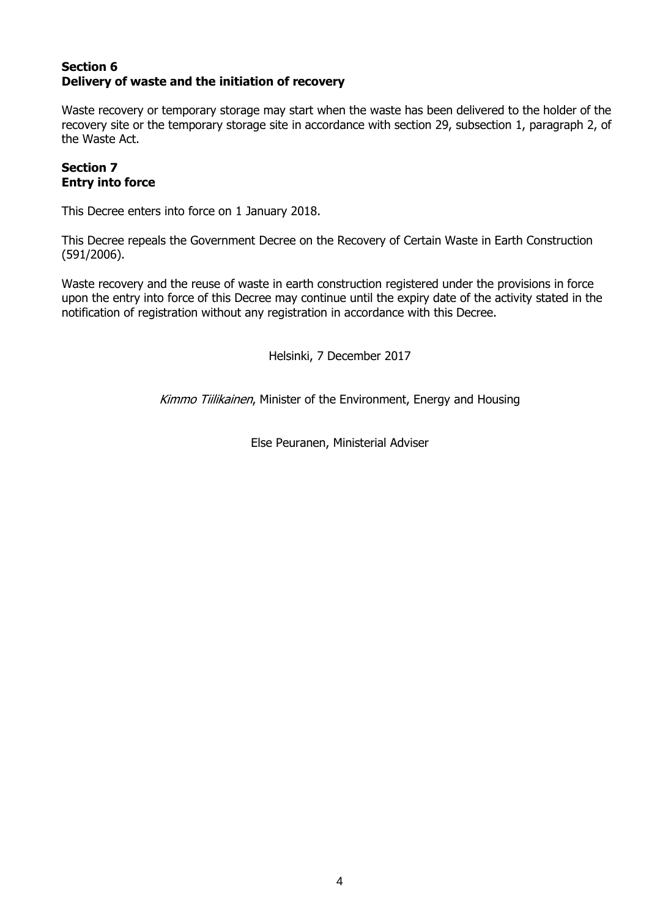### Section 6
### Delivery of waste and the initiation of recovery

Waste recovery or temporary storage may start when the waste has been delivered to the holder of the recovery site or the temporary storage site in accordance with section 29, subsection 1, paragraph 2, of the Waste Act.

### Section 7
### Entry into force

This Decree enters into force on 1 January 2018.

This Decree repeals the Government Decree on the Recovery of Certain Waste in Earth Construction (591/2006).

Waste recovery and the reuse of waste in earth construction registered under the provisions in force upon the entry into force of this Decree may continue until the expiry date of the activity stated in the notification of registration without any registration in accordance with this Decree.

Helsinki, 7 December 2017

*Kimmo Tiilikainen*, Minister of the Environment, Energy and Housing

Else Peuranen, Ministerial Adviser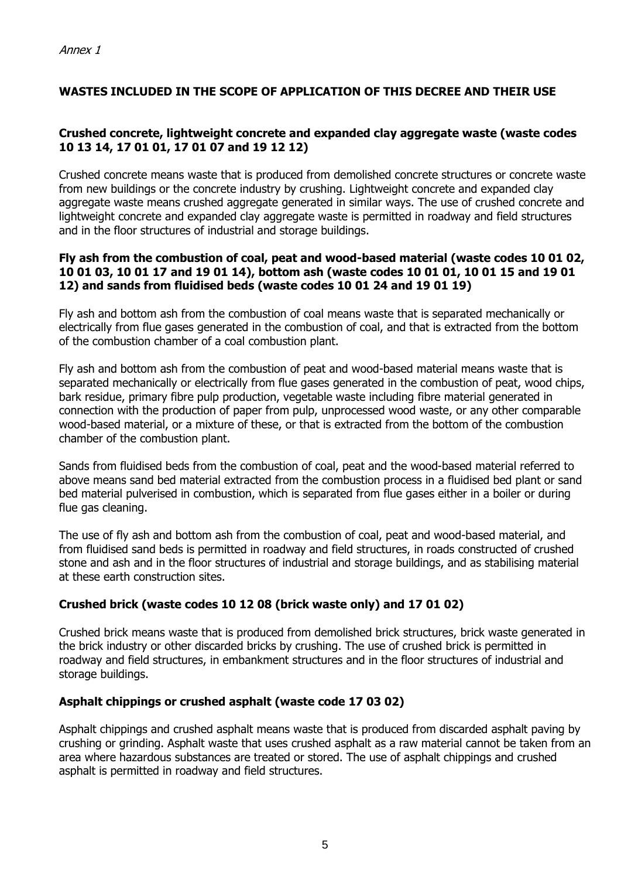*Annex 1*

## WASTES INCLUDED IN THE SCOPE OF APPLICATION OF THIS DECREE AND THEIR USE

### Crushed concrete, lightweight concrete and expanded clay aggregate waste (waste codes 10 13 14, 17 01 01, 17 01 07 and 19 12 12)

Crushed concrete means waste that is produced from demolished concrete structures or concrete waste from new buildings or the concrete industry by crushing. Lightweight concrete and expanded clay aggregate waste means crushed aggregate generated in similar ways. The use of crushed concrete and lightweight concrete and expanded clay aggregate waste is permitted in roadway and field structures and in the floor structures of industrial and storage buildings.

### Fly ash from the combustion of coal, peat and wood-based material (waste codes 10 01 02, 10 01 03, 10 01 17 and 19 01 14), bottom ash (waste codes 10 01 01, 10 01 15 and 19 01 12) and sands from fluidised beds (waste codes 10 01 24 and 19 01 19)

Fly ash and bottom ash from the combustion of coal means waste that is separated mechanically or electrically from flue gases generated in the combustion of coal, and that is extracted from the bottom of the combustion chamber of a coal combustion plant.

Fly ash and bottom ash from the combustion of peat and wood-based material means waste that is separated mechanically or electrically from flue gases generated in the combustion of peat, wood chips, bark residue, primary fibre pulp production, vegetable waste including fibre material generated in connection with the production of paper from pulp, unprocessed wood waste, or any other comparable wood-based material, or a mixture of these, or that is extracted from the bottom of the combustion chamber of the combustion plant.

Sands from fluidised beds from the combustion of coal, peat and the wood-based material referred to above means sand bed material extracted from the combustion process in a fluidised bed plant or sand bed material pulverised in combustion, which is separated from flue gases either in a boiler or during flue gas cleaning.

The use of fly ash and bottom ash from the combustion of coal, peat and wood-based material, and from fluidised sand beds is permitted in roadway and field structures, in roads constructed of crushed stone and ash and in the floor structures of industrial and storage buildings, and as stabilising material at these earth construction sites.

### Crushed brick (waste codes 10 12 08 (brick waste only) and 17 01 02)

Crushed brick means waste that is produced from demolished brick structures, brick waste generated in the brick industry or other discarded bricks by crushing. The use of crushed brick is permitted in roadway and field structures, in embankment structures and in the floor structures of industrial and storage buildings.

### Asphalt chippings or crushed asphalt (waste code 17 03 02)

Asphalt chippings and crushed asphalt means waste that is produced from discarded asphalt paving by crushing or grinding. Asphalt waste that uses crushed asphalt as a raw material cannot be taken from an area where hazardous substances are treated or stored. The use of asphalt chippings and crushed asphalt is permitted in roadway and field structures.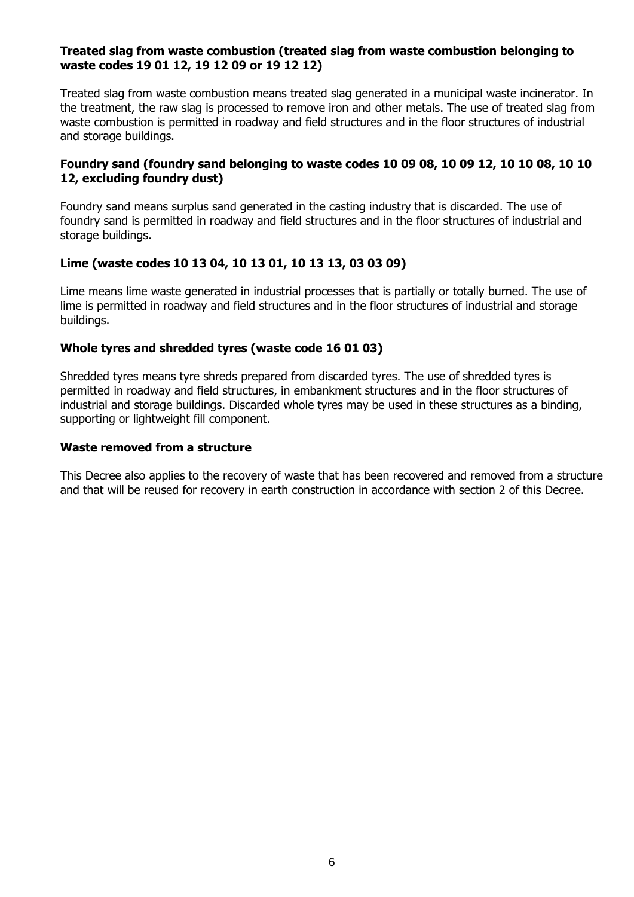**Treated slag from waste combustion (treated slag from waste combustion belonging to waste codes 19 01 12, 19 12 09 or 19 12 12)**

Treated slag from waste combustion means treated slag generated in a municipal waste incinerator. In the treatment, the raw slag is processed to remove iron and other metals. The use of treated slag from waste combustion is permitted in roadway and field structures and in the floor structures of industrial and storage buildings.

**Foundry sand (foundry sand belonging to waste codes 10 09 08, 10 09 12, 10 10 08, 10 10 12, excluding foundry dust)**

Foundry sand means surplus sand generated in the casting industry that is discarded. The use of foundry sand is permitted in roadway and field structures and in the floor structures of industrial and storage buildings.

**Lime (waste codes 10 13 04, 10 13 01, 10 13 13, 03 03 09)**

Lime means lime waste generated in industrial processes that is partially or totally burned. The use of lime is permitted in roadway and field structures and in the floor structures of industrial and storage buildings.

**Whole tyres and shredded tyres (waste code 16 01 03)**

Shredded tyres means tyre shreds prepared from discarded tyres. The use of shredded tyres is permitted in roadway and field structures, in embankment structures and in the floor structures of industrial and storage buildings. Discarded whole tyres may be used in these structures as a binding, supporting or lightweight fill component.

**Waste removed from a structure**

This Decree also applies to the recovery of waste that has been recovered and removed from a structure and that will be reused for recovery in earth construction in accordance with section 2 of this Decree.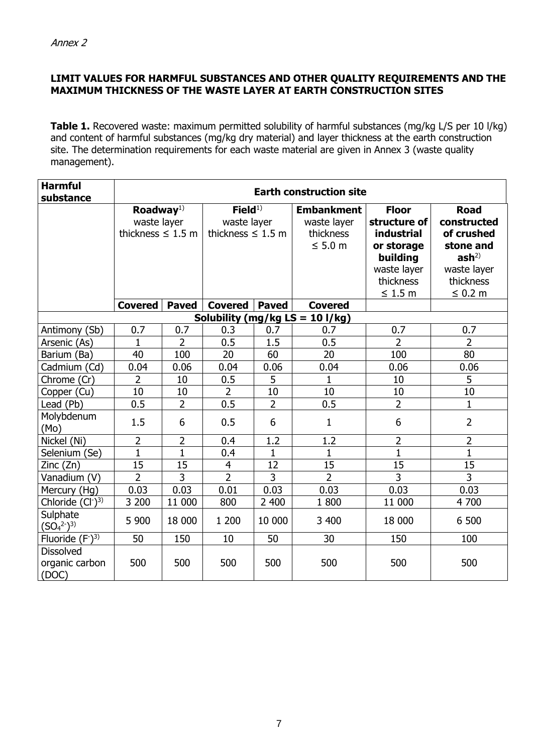*Annex 2*

**LIMIT VALUES FOR HARMFUL SUBSTANCES AND OTHER QUALITY REQUIREMENTS AND THE MAXIMUM THICKNESS OF THE WASTE LAYER AT EARTH CONSTRUCTION SITES**

**Table 1.** Recovered waste: maximum permitted solubility of harmful substances (mg/kg L/S per 10 l/kg) and content of harmful substances (mg/kg dry material) and layer thickness at the earth construction site. The determination requirements for each waste material are given in Annex 3 (waste quality management).

| **Harmful substance** | **Earth construction site** | | | | | | |
|---|---|---|---|---|---|---|---|
| | **Roadway**[1) ] waste layer thickness ≤ 1.5 m | | **Field**[1) ] waste layer thickness ≤ 1.5 m | | **Embankment** waste layer thickness ≤ 5.0 m | **Floor structure of industrial or storage building** waste layer thickness ≤ 1.5 m | **Road constructed of crushed stone and ash**[2) ] waste layer thickness ≤ 0.2 m |
| | **Covered** | **Paved** | **Covered** | **Paved** | **Covered** | | |
| **Solubility (mg/kg LS = 10 l/kg)** | | | | | | | |
| Antimony (Sb) | 0.7 | 0.7 | 0.3 | 0.7 | 0.7 | 0.7 | 0.7 |
| Arsenic (As) | 1 | 2 | 0.5 | 1.5 | 0.5 | 2 | 2 |
| Barium (Ba) | 40 | 100 | 20 | 60 | 20 | 100 | 80 |
| Cadmium (Cd) | 0.04 | 0.06 | 0.04 | 0.06 | 0.04 | 0.06 | 0.06 |
| Chrome (Cr) | 2 | 10 | 0.5 | 5 | 1 | 10 | 5 |
| Copper (Cu) | 10 | 10 | 2 | 10 | 10 | 10 | 10 |
| Lead (Pb) | 0.5 | 2 | 0.5 | 2 | 0.5 | 2 | 1 |
| Molybdenum (Mo) | 1.5 | 6 | 0.5 | 6 | 1 | 6 | 2 |
| Nickel (Ni) | 2 | 2 | 0.4 | 1.2 | 1.2 | 2 | 2 |
| Selenium (Se) | 1 | 1 | 0.4 | 1 | 1 | 1 | 1 |
| Zinc (Zn) | 15 | 15 | 4 | 12 | 15 | 15 | 15 |
| Vanadium (V) | 2 | 3 | 2 | 3 | 2 | 3 | 3 |
| Mercury (Hg) | 0.03 | 0.03 | 0.01 | 0.03 | 0.03 | 0.03 | 0.03 |
| Chloride ($Cl^-$)[3)] | 3 200 | 11 000 | 800 | 2 400 | 1 800 | 11 000 | 4 700 |
| Sulphate ($SO_4^{2-}$)[3)] | 5 900 | 18 000 | 1 200 | 10 000 | 3 400 | 18 000 | 6 500 |
| Fluoride ($F^-$)[3)] | 50 | 150 | 10 | 50 | 30 | 150 | 100 |
| Dissolved organic carbon (DOC) | 500 | 500 | 500 | 500 | 500 | 500 | 500 |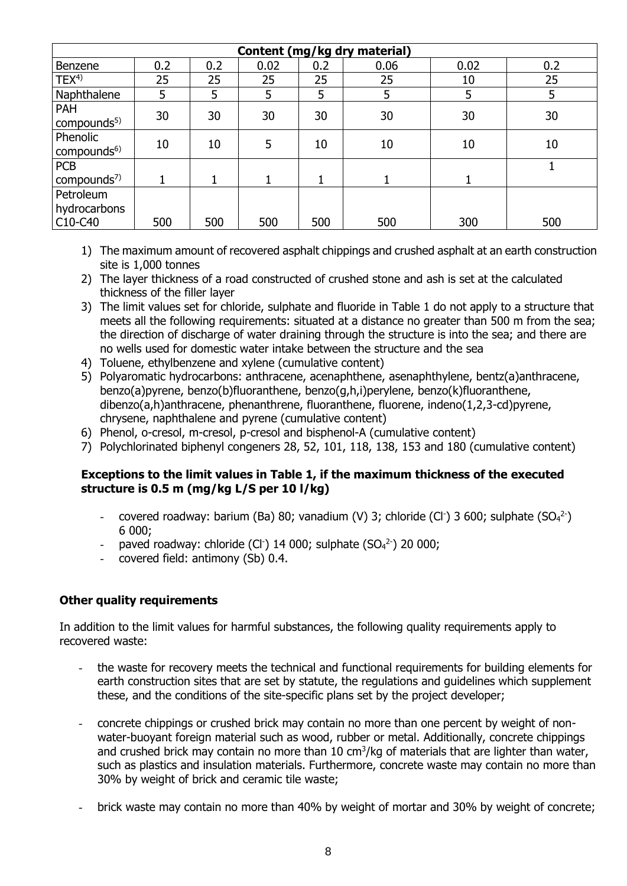| Content (mg/kg dry material) | | | | | | | |
|---|---|---|---|---|---|---|---|
| Benzene | 0.2 | 0.2 | 0.02 | 0.2 | 0.06 | 0.02 | 0.2 |
| TEX[4] | 25 | 25 | 25 | 25 | 25 | 10 | 25 |
| Naphthalene | 5 | 5 | 5 | 5 | 5 | 5 | 5 |
| PAH compounds[5] | 30 | 30 | 30 | 30 | 30 | 30 | 30 |
| Phenolic compounds[6] | 10 | 10 | 5 | 10 | 10 | 10 | 10 |
| PCB compounds[7] | 1 | 1 | 1 | 1 | 1 | 1 | 1 |
| Petroleum hydrocarbons C10-C40 | 500 | 500 | 500 | 500 | 500 | 300 | 500 |

1) The maximum amount of recovered asphalt chippings and crushed asphalt at an earth construction site is 1,000 tonnes
2) The layer thickness of a road constructed of crushed stone and ash is set at the calculated thickness of the filler layer
3) The limit values set for chloride, sulphate and fluoride in Table 1 do not apply to a structure that meets all the following requirements: situated at a distance no greater than 500 m from the sea; the direction of discharge of water draining through the structure is into the sea; and there are no wells used for domestic water intake between the structure and the sea
4) Toluene, ethylbenzene and xylene (cumulative content)
5) Polyaromatic hydrocarbons: anthracene, acenaphthene, asenaphthylene, bentz(a)anthracene, benzo(a)pyrene, benzo(b)fluoranthene, benzo(g,h,i)perylene, benzo(k)fluoranthene, dibenzo(a,h)anthracene, phenanthrene, fluoranthene, fluorene, indeno(1,2,3-cd)pyrene, chrysene, naphthalene and pyrene (cumulative content)
6) Phenol, o-cresol, m-cresol, p-cresol and bisphenol-A (cumulative content)
7) Polychlorinated biphenyl congeners 28, 52, 101, 118, 138, 153 and 180 (cumulative content)

**Exceptions to the limit values in Table 1, if the maximum thickness of the executed structure is 0.5 m (mg/kg L/S per 10 l/kg)**

- covered roadway: barium (Ba) 80; vanadium (V) 3; chloride ($Cl^-$) 3 600; sulphate ($SO_4^{2-}$) 6 000;
- paved roadway: chloride ($Cl^-$) 14 000; sulphate ($SO_4^{2-}$) 20 000;
- covered field: antimony (Sb) 0.4.

**Other quality requirements**

In addition to the limit values for harmful substances, the following quality requirements apply to recovered waste:

- the waste for recovery meets the technical and functional requirements for building elements for earth construction sites that are set by statute, the regulations and guidelines which supplement these, and the conditions of the site-specific plans set by the project developer;
- concrete chippings or crushed brick may contain no more than one percent by weight of non-water-buoyant foreign material such as wood, rubber or metal. Additionally, concrete chippings and crushed brick may contain no more than 10 $cm^3$/kg of materials that are lighter than water, such as plastics and insulation materials. Furthermore, concrete waste may contain no more than 30% by weight of brick and ceramic tile waste;
- brick waste may contain no more than 40% by weight of mortar and 30% by weight of concrete;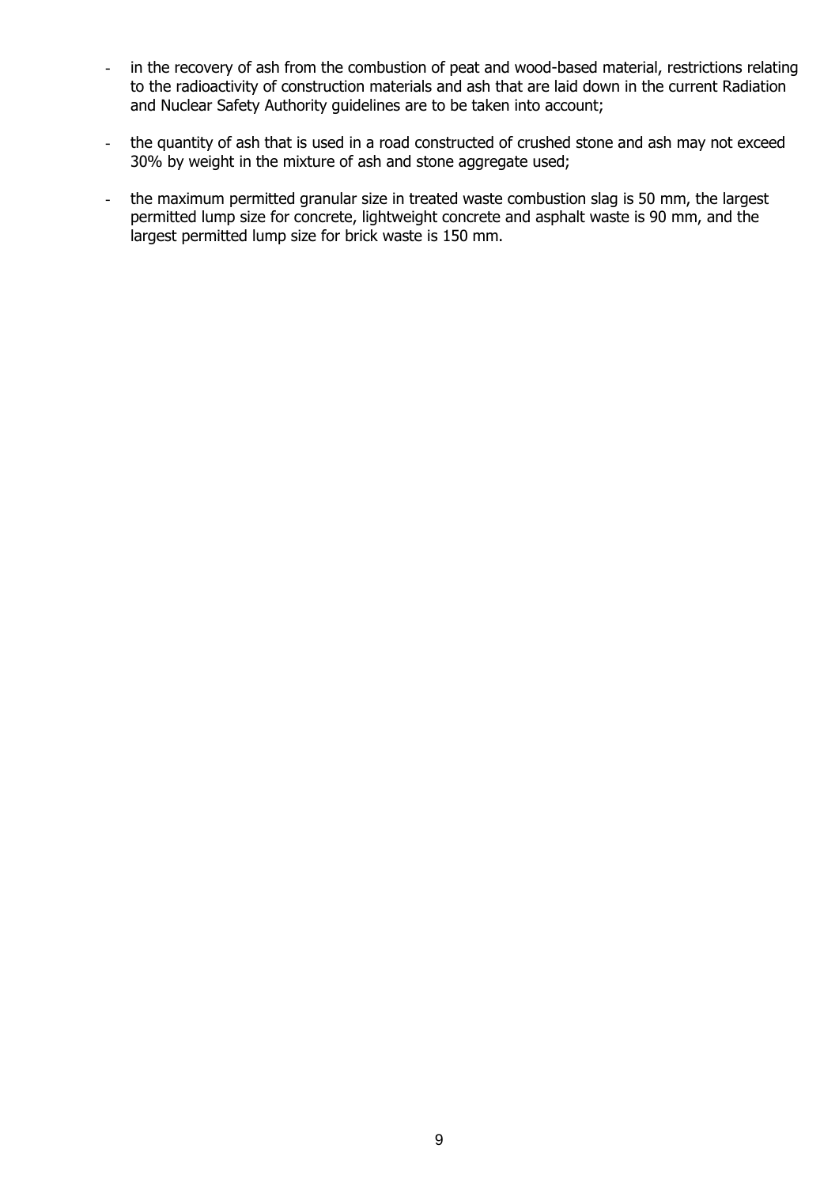- in the recovery of ash from the combustion of peat and wood-based material, restrictions relating to the radioactivity of construction materials and ash that are laid down in the current Radiation and Nuclear Safety Authority guidelines are to be taken into account;

- the quantity of ash that is used in a road constructed of crushed stone and ash may not exceed 30% by weight in the mixture of ash and stone aggregate used;

- the maximum permitted granular size in treated waste combustion slag is 50 mm, the largest permitted lump size for concrete, lightweight concrete and asphalt waste is 90 mm, and the largest permitted lump size for brick waste is 150 mm.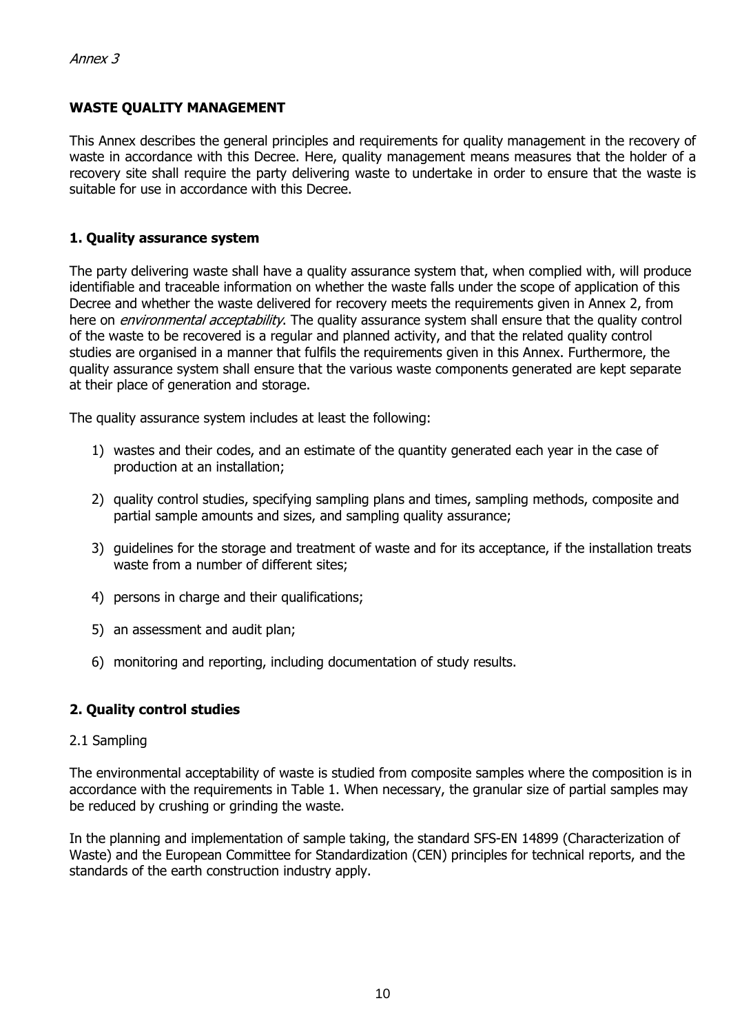*Annex 3*

## WASTE QUALITY MANAGEMENT

This Annex describes the general principles and requirements for quality management in the recovery of waste in accordance with this Decree. Here, quality management means measures that the holder of a recovery site shall require the party delivering waste to undertake in order to ensure that the waste is suitable for use in accordance with this Decree.

### 1. Quality assurance system

The party delivering waste shall have a quality assurance system that, when complied with, will produce identifiable and traceable information on whether the waste falls under the scope of application of this Decree and whether the waste delivered for recovery meets the requirements given in Annex 2, from here on *environmental acceptability*. The quality assurance system shall ensure that the quality control of the waste to be recovered is a regular and planned activity, and that the related quality control studies are organised in a manner that fulfils the requirements given in this Annex. Furthermore, the quality assurance system shall ensure that the various waste components generated are kept separate at their place of generation and storage.

The quality assurance system includes at least the following:

1) wastes and their codes, and an estimate of the quantity generated each year in the case of production at an installation;
2) quality control studies, specifying sampling plans and times, sampling methods, composite and partial sample amounts and sizes, and sampling quality assurance;
3) guidelines for the storage and treatment of waste and for its acceptance, if the installation treats waste from a number of different sites;
4) persons in charge and their qualifications;
5) an assessment and audit plan;
6) monitoring and reporting, including documentation of study results.

### 2. Quality control studies

2.1 Sampling

The environmental acceptability of waste is studied from composite samples where the composition is in accordance with the requirements in Table 1. When necessary, the granular size of partial samples may be reduced by crushing or grinding the waste.

In the planning and implementation of sample taking, the standard SFS-EN 14899 (Characterization of Waste) and the European Committee for Standardization (CEN) principles for technical reports, and the standards of the earth construction industry apply.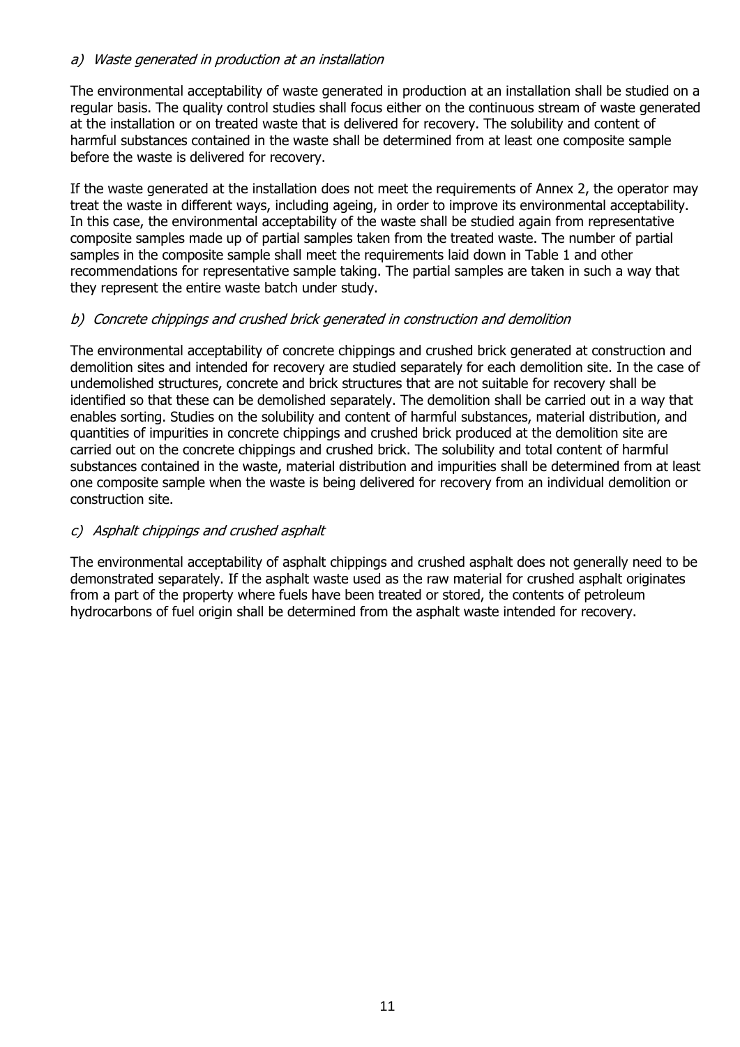*a) Waste generated in production at an installation*

The environmental acceptability of waste generated in production at an installation shall be studied on a regular basis. The quality control studies shall focus either on the continuous stream of waste generated at the installation or on treated waste that is delivered for recovery. The solubility and content of harmful substances contained in the waste shall be determined from at least one composite sample before the waste is delivered for recovery.

If the waste generated at the installation does not meet the requirements of Annex 2, the operator may treat the waste in different ways, including ageing, in order to improve its environmental acceptability. In this case, the environmental acceptability of the waste shall be studied again from representative composite samples made up of partial samples taken from the treated waste. The number of partial samples in the composite sample shall meet the requirements laid down in Table 1 and other recommendations for representative sample taking. The partial samples are taken in such a way that they represent the entire waste batch under study.

*b) Concrete chippings and crushed brick generated in construction and demolition*

The environmental acceptability of concrete chippings and crushed brick generated at construction and demolition sites and intended for recovery are studied separately for each demolition site. In the case of undemolished structures, concrete and brick structures that are not suitable for recovery shall be identified so that these can be demolished separately. The demolition shall be carried out in a way that enables sorting. Studies on the solubility and content of harmful substances, material distribution, and quantities of impurities in concrete chippings and crushed brick produced at the demolition site are carried out on the concrete chippings and crushed brick. The solubility and total content of harmful substances contained in the waste, material distribution and impurities shall be determined from at least one composite sample when the waste is being delivered for recovery from an individual demolition or construction site.

*c) Asphalt chippings and crushed asphalt*

The environmental acceptability of asphalt chippings and crushed asphalt does not generally need to be demonstrated separately. If the asphalt waste used as the raw material for crushed asphalt originates from a part of the property where fuels have been treated or stored, the contents of petroleum hydrocarbons of fuel origin shall be determined from the asphalt waste intended for recovery.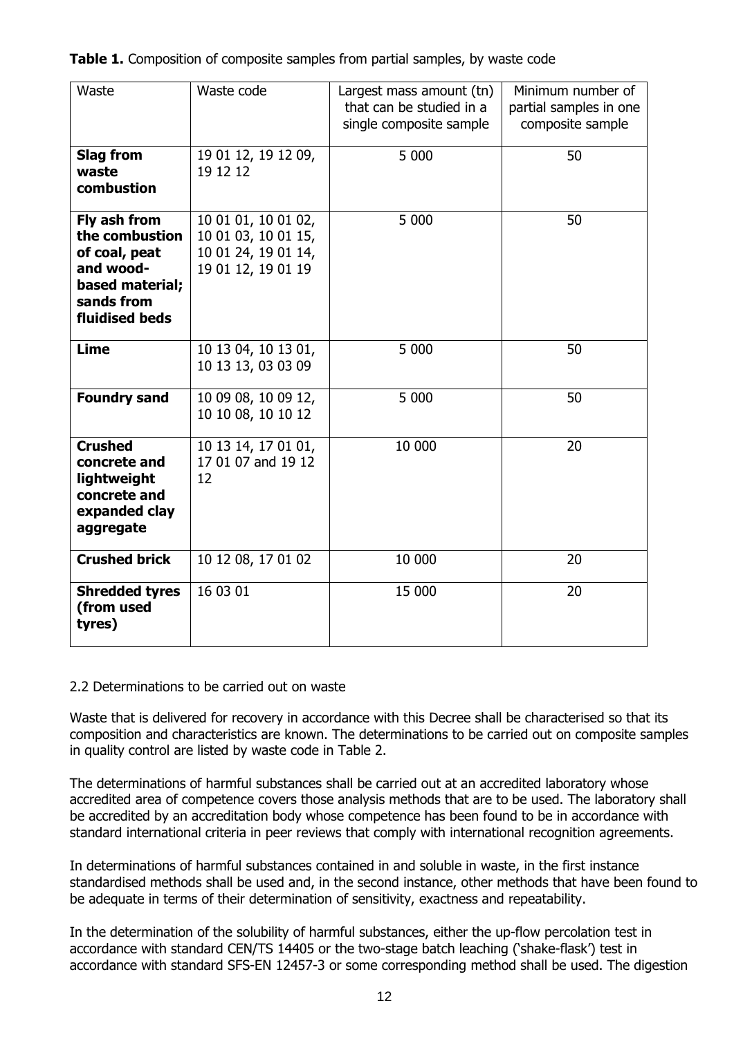**Table 1.** Composition of composite samples from partial samples, by waste code

| Waste | Waste code | Largest mass amount (tn) that can be studied in a single composite sample | Minimum number of partial samples in one composite sample |
|---|---|---|---|
| **Slag from waste combustion** | 19 01 12, 19 12 09, 19 12 12 | 5 000 | 50 |
| **Fly ash from the combustion of coal, peat and wood-based material; sands from fluidised beds** | 10 01 01, 10 01 02, 10 01 03, 10 01 15, 10 01 24, 19 01 14, 19 01 12, 19 01 19 | 5 000 | 50 |
| **Lime** | 10 13 04, 10 13 01, 10 13 13, 03 03 09 | 5 000 | 50 |
| **Foundry sand** | 10 09 08, 10 09 12, 10 10 08, 10 10 12 | 5 000 | 50 |
| **Crushed concrete and lightweight concrete and expanded clay aggregate** | 10 13 14, 17 01 01, 17 01 07 and 19 12 12 | 10 000 | 20 |
| **Crushed brick** | 10 12 08, 17 01 02 | 10 000 | 20 |
| **Shredded tyres (from used tyres)** | 16 03 01 | 15 000 | 20 |

2.2 Determinations to be carried out on waste

Waste that is delivered for recovery in accordance with this Decree shall be characterised so that its composition and characteristics are known. The determinations to be carried out on composite samples in quality control are listed by waste code in Table 2.

The determinations of harmful substances shall be carried out at an accredited laboratory whose accredited area of competence covers those analysis methods that are to be used. The laboratory shall be accredited by an accreditation body whose competence has been found to be in accordance with standard international criteria in peer reviews that comply with international recognition agreements.

In determinations of harmful substances contained in and soluble in waste, in the first instance standardised methods shall be used and, in the second instance, other methods that have been found to be adequate in terms of their determination of sensitivity, exactness and repeatability.

In the determination of the solubility of harmful substances, either the up-flow percolation test in accordance with standard CEN/TS 14405 or the two-stage batch leaching ('shake-flask') test in accordance with standard SFS-EN 12457-3 or some corresponding method shall be used. The digestion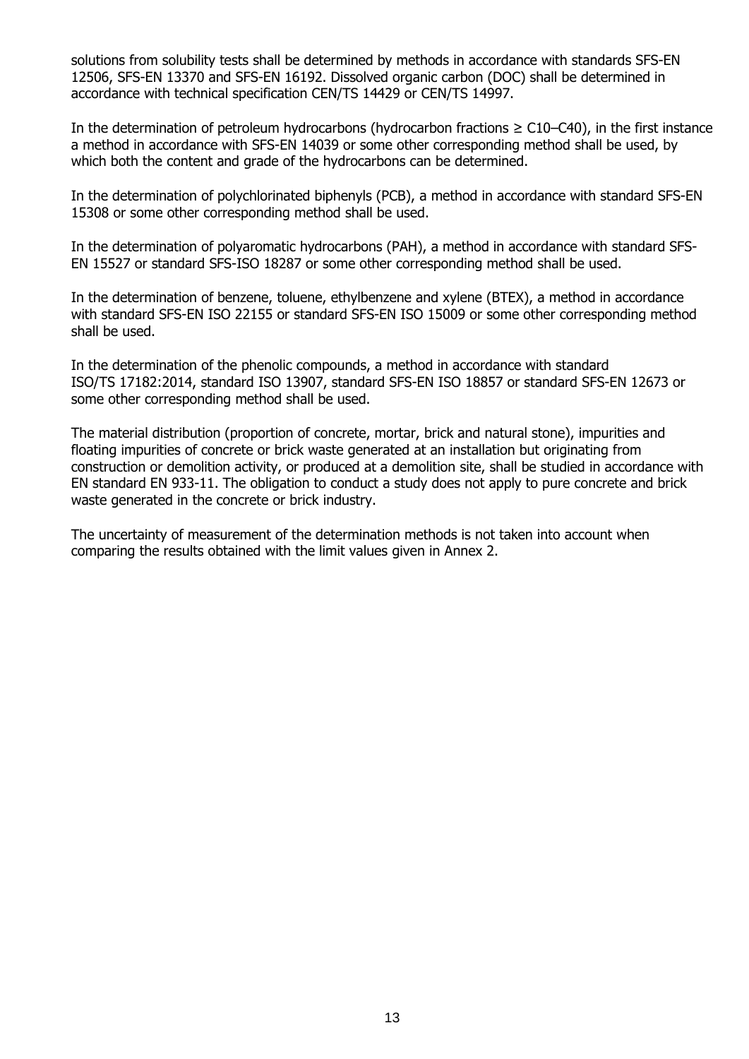solutions from solubility tests shall be determined by methods in accordance with standards SFS-EN 12506, SFS-EN 13370 and SFS-EN 16192. Dissolved organic carbon (DOC) shall be determined in accordance with technical specification CEN/TS 14429 or CEN/TS 14997.

In the determination of petroleum hydrocarbons (hydrocarbon fractions ≥ C10–C40), in the first instance a method in accordance with SFS-EN 14039 or some other corresponding method shall be used, by which both the content and grade of the hydrocarbons can be determined.

In the determination of polychlorinated biphenyls (PCB), a method in accordance with standard SFS-EN 15308 or some other corresponding method shall be used.

In the determination of polyaromatic hydrocarbons (PAH), a method in accordance with standard SFS-EN 15527 or standard SFS-ISO 18287 or some other corresponding method shall be used.

In the determination of benzene, toluene, ethylbenzene and xylene (BTEX), a method in accordance with standard SFS-EN ISO 22155 or standard SFS-EN ISO 15009 or some other corresponding method shall be used.

In the determination of the phenolic compounds, a method in accordance with standard ISO/TS 17182:2014, standard ISO 13907, standard SFS-EN ISO 18857 or standard SFS-EN 12673 or some other corresponding method shall be used.

The material distribution (proportion of concrete, mortar, brick and natural stone), impurities and floating impurities of concrete or brick waste generated at an installation but originating from construction or demolition activity, or produced at a demolition site, shall be studied in accordance with EN standard EN 933-11. The obligation to conduct a study does not apply to pure concrete and brick waste generated in the concrete or brick industry.

The uncertainty of measurement of the determination methods is not taken into account when comparing the results obtained with the limit values given in Annex 2.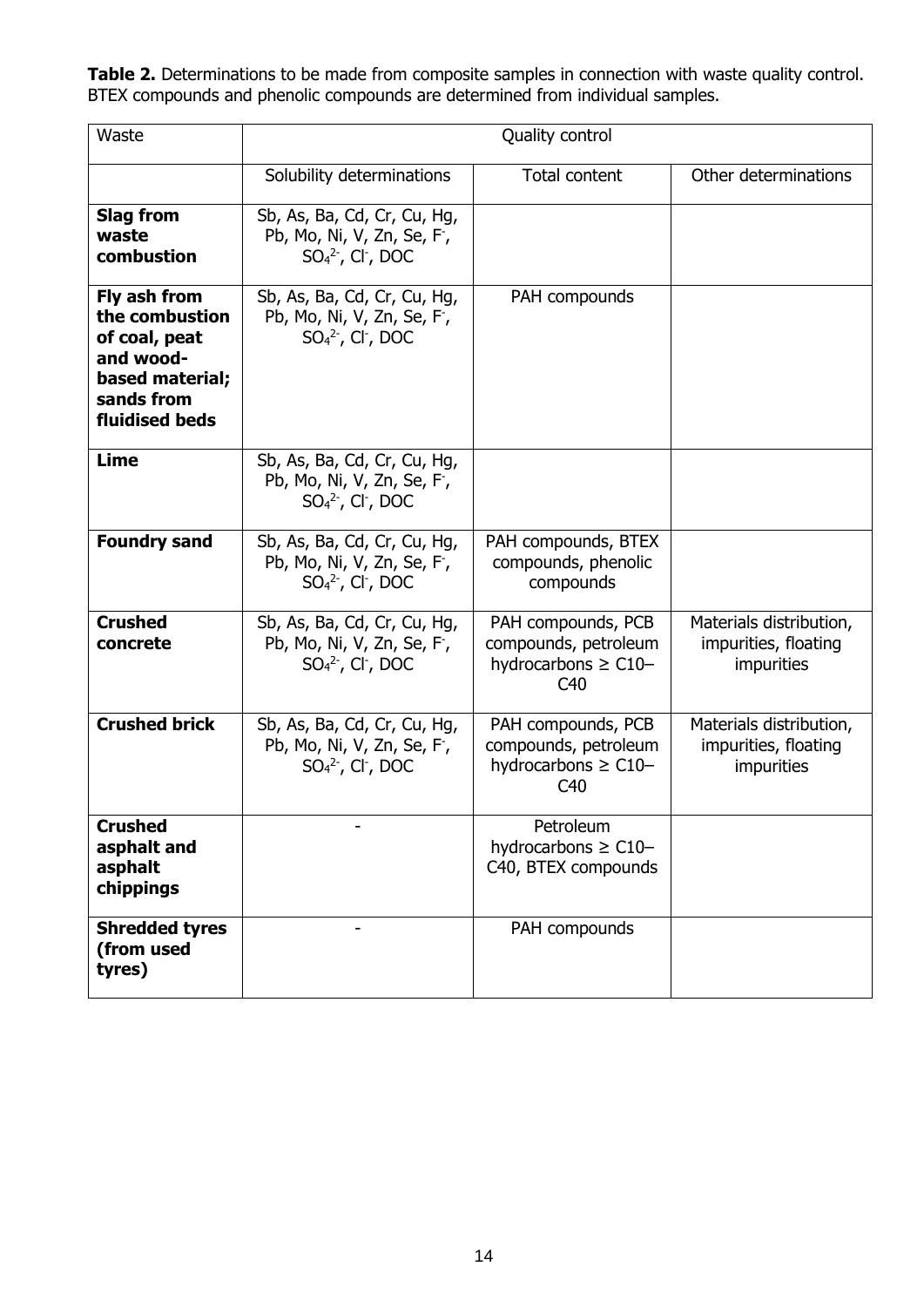**Table 2.** Determinations to be made from composite samples in connection with waste quality control. BTEX compounds and phenolic compounds are determined from individual samples.

| Waste | Quality control | | |
|---|---|---|---|
| | Solubility determinations | Total content | Other determinations |
| **Slag from waste combustion** | Sb, As, Ba, Cd, Cr, Cu, Hg, Pb, Mo, Ni, V, Zn, Se, $F^-$, $SO_4^{2-}$, $Cl^-$, DOC | | |
| **Fly ash from the combustion of coal, peat and wood-based material; sands from fluidised beds** | Sb, As, Ba, Cd, Cr, Cu, Hg, Pb, Mo, Ni, V, Zn, Se, $F^-$, $SO_4^{2-}$, $Cl^-$, DOC | PAH compounds | |
| **Lime** | Sb, As, Ba, Cd, Cr, Cu, Hg, Pb, Mo, Ni, V, Zn, Se, $F^-$, $SO_4^{2-}$, $Cl^-$, DOC | | |
| **Foundry sand** | Sb, As, Ba, Cd, Cr, Cu, Hg, Pb, Mo, Ni, V, Zn, Se, $F^-$, $SO_4^{2-}$, $Cl^-$, DOC | PAH compounds, BTEX compounds, phenolic compounds | |
| **Crushed concrete** | Sb, As, Ba, Cd, Cr, Cu, Hg, Pb, Mo, Ni, V, Zn, Se, $F^-$, $SO_4^{2-}$, $Cl^-$, DOC | PAH compounds, PCB compounds, petroleum hydrocarbons ≥ C10–C40 | Materials distribution, impurities, floating impurities |
| **Crushed brick** | Sb, As, Ba, Cd, Cr, Cu, Hg, Pb, Mo, Ni, V, Zn, Se, $F^-$, $SO_4^{2-}$, $Cl^-$, DOC | PAH compounds, PCB compounds, petroleum hydrocarbons ≥ C10–C40 | Materials distribution, impurities, floating impurities |
| **Crushed asphalt and asphalt chippings** | - | Petroleum hydrocarbons ≥ C10–C40, BTEX compounds | |
| **Shredded tyres (from used tyres)** | - | PAH compounds | |